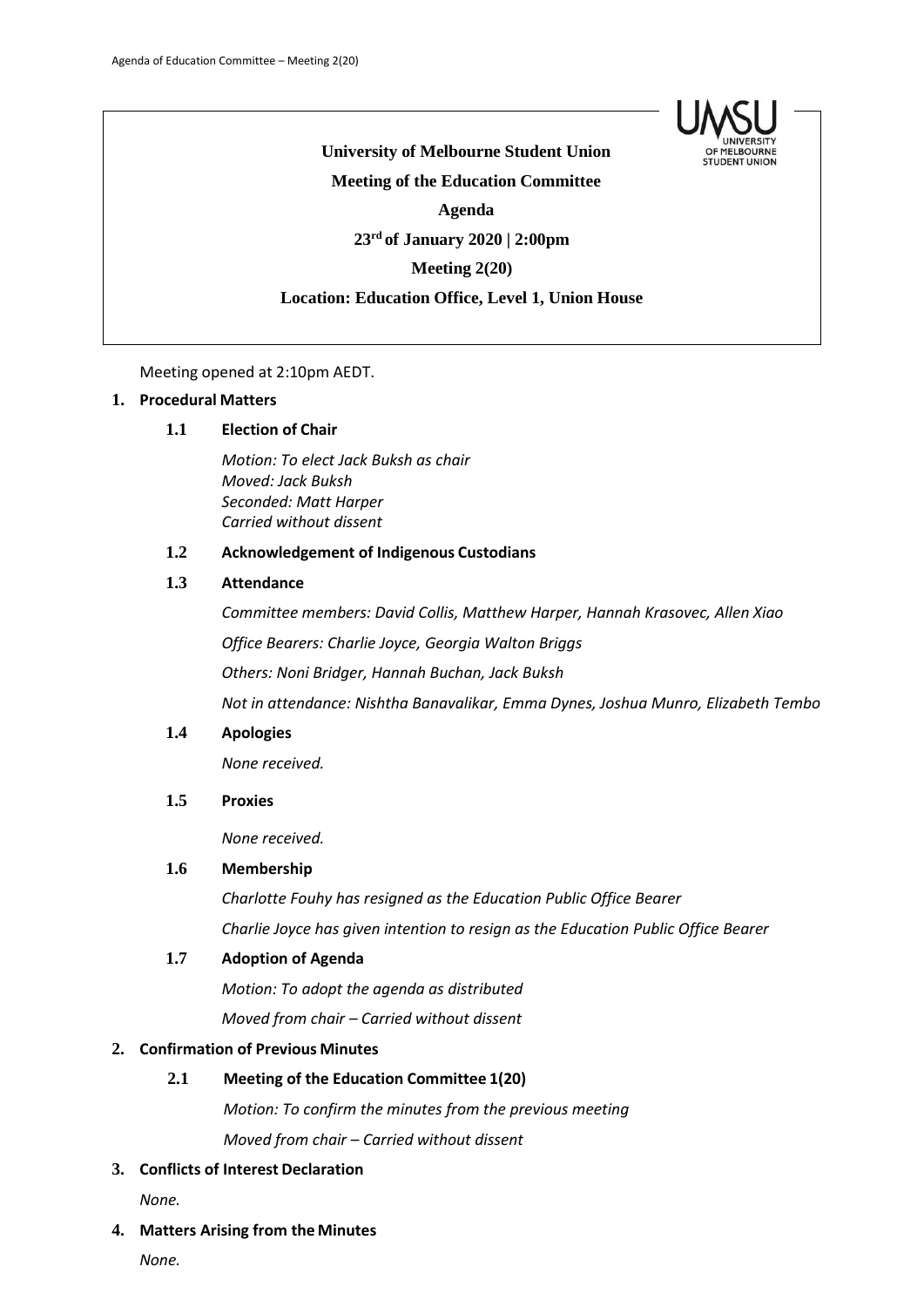**University of Melbourne Student Union**

**Meeting of the Education Committee**

**Agenda**

**23rd of January 2020 | 2:00pm**

**Meeting 2(20)**

**Location: Education Office, Level 1, Union House**

Meeting opened at 2:10pm AEDT.

## 1. Procedural Matters

### 1.1 Election of Chair

*Motion: To elect Jack Buksh as chair*
*Moved: Jack Buksh*
*Seconded: Matt Harper*
*Carried without dissent*

### 1.2 Acknowledgement of Indigenous Custodians

### 1.3 Attendance

*Committee members: David Collis, Matthew Harper, Hannah Krasovec, Allen Xiao*

*Office Bearers: Charlie Joyce, Georgia Walton Briggs*

*Others: Noni Bridger, Hannah Buchan, Jack Buksh*

*Not in attendance: Nishtha Banavalikar, Emma Dynes, Joshua Munro, Elizabeth Tembo*

### 1.4 Apologies

*None received.*

### 1.5 Proxies

*None received.*

### 1.6 Membership

*Charlotte Fouhy has resigned as the Education Public Office Bearer*

*Charlie Joyce has given intention to resign as the Education Public Office Bearer*

### 1.7 Adoption of Agenda

*Motion: To adopt the agenda as distributed*

*Moved from chair – Carried without dissent*

## 2. Confirmation of Previous Minutes

### 2.1 Meeting of the Education Committee 1(20)

*Motion: To confirm the minutes from the previous meeting*

*Moved from chair – Carried without dissent*

## 3. Conflicts of Interest Declaration

*None.*

## 4. Matters Arising from the Minutes

*None.*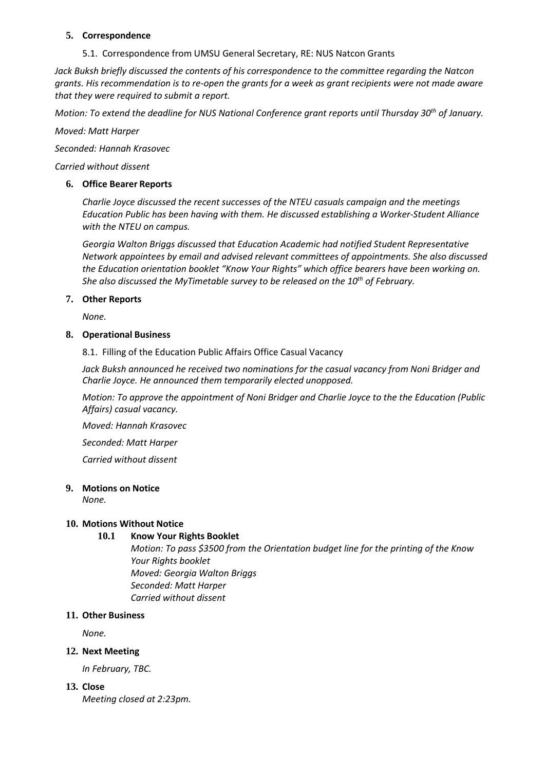## 5. Correspondence

5.1. Correspondence from UMSU General Secretary, RE: NUS Natcon Grants

*Jack Buksh briefly discussed the contents of his correspondence to the committee regarding the Natcon grants. His recommendation is to re-open the grants for a week as grant recipients were not made aware that they were required to submit a report.*

*Motion: To extend the deadline for NUS National Conference grant reports until Thursday 30th of January.*

*Moved: Matt Harper*

*Seconded: Hannah Krasovec*

*Carried without dissent*

## 6. Office Bearer Reports

*Charlie Joyce discussed the recent successes of the NTEU casuals campaign and the meetings Education Public has been having with them. He discussed establishing a Worker-Student Alliance with the NTEU on campus.*

*Georgia Walton Briggs discussed that Education Academic had notified Student Representative Network appointees by email and advised relevant committees of appointments. She also discussed the Education orientation booklet "Know Your Rights" which office bearers have been working on. She also discussed the MyTimetable survey to be released on the 10th of February.*

## 7. Other Reports

*None.*

## 8. Operational Business

8.1. Filling of the Education Public Affairs Office Casual Vacancy

*Jack Buksh announced he received two nominations for the casual vacancy from Noni Bridger and Charlie Joyce. He announced them temporarily elected unopposed.*

*Motion: To approve the appointment of Noni Bridger and Charlie Joyce to the the Education (Public Affairs) casual vacancy.*

*Moved: Hannah Krasovec*

*Seconded: Matt Harper*

*Carried without dissent*

## 9. Motions on Notice

*None.*

## 10. Motions Without Notice

### 10.1 Know Your Rights Booklet

*Motion: To pass $3500 from the Orientation budget line for the printing of the Know Your Rights booklet*
*Moved: Georgia Walton Briggs*
*Seconded: Matt Harper*
*Carried without dissent*

## 11. Other Business

*None.*

## 12. Next Meeting

*In February, TBC.*

## 13. Close

*Meeting closed at 2:23pm.*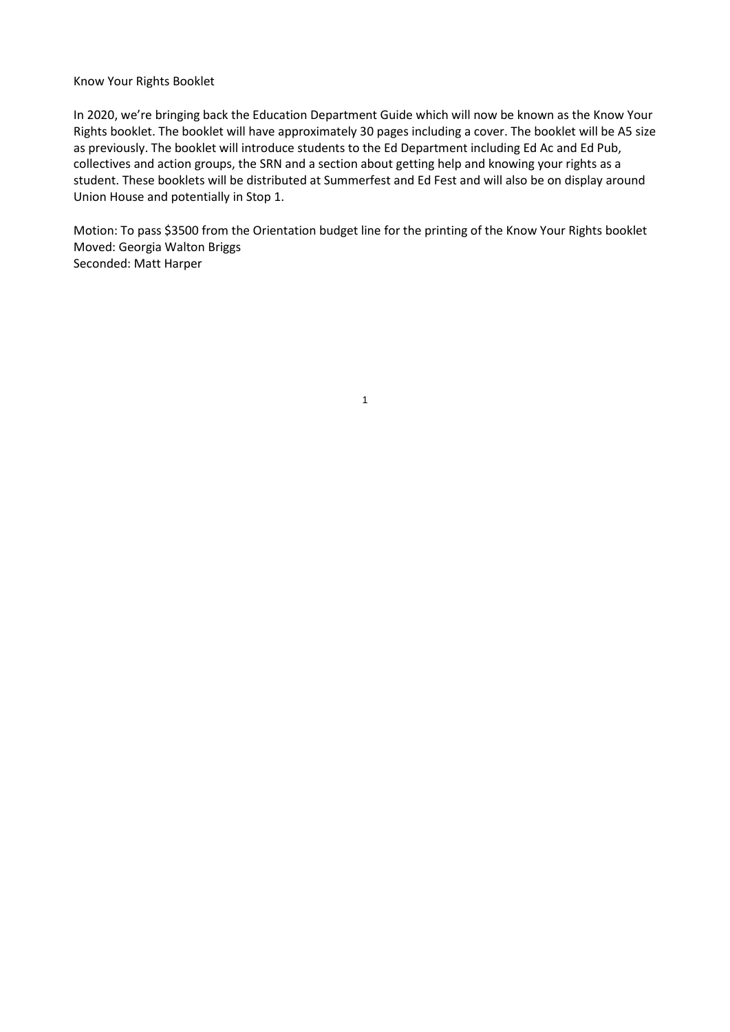Know Your Rights Booklet

In 2020, we're bringing back the Education Department Guide which will now be known as the Know Your Rights booklet. The booklet will have approximately 30 pages including a cover. The booklet will be A5 size as previously. The booklet will introduce students to the Ed Department including Ed Ac and Ed Pub, collectives and action groups, the SRN and a section about getting help and knowing your rights as a student. These booklets will be distributed at Summerfest and Ed Fest and will also be on display around Union House and potentially in Stop 1.

Motion: To pass $3500 from the Orientation budget line for the printing of the Know Your Rights booklet
Moved: Georgia Walton Briggs
Seconded: Matt Harper